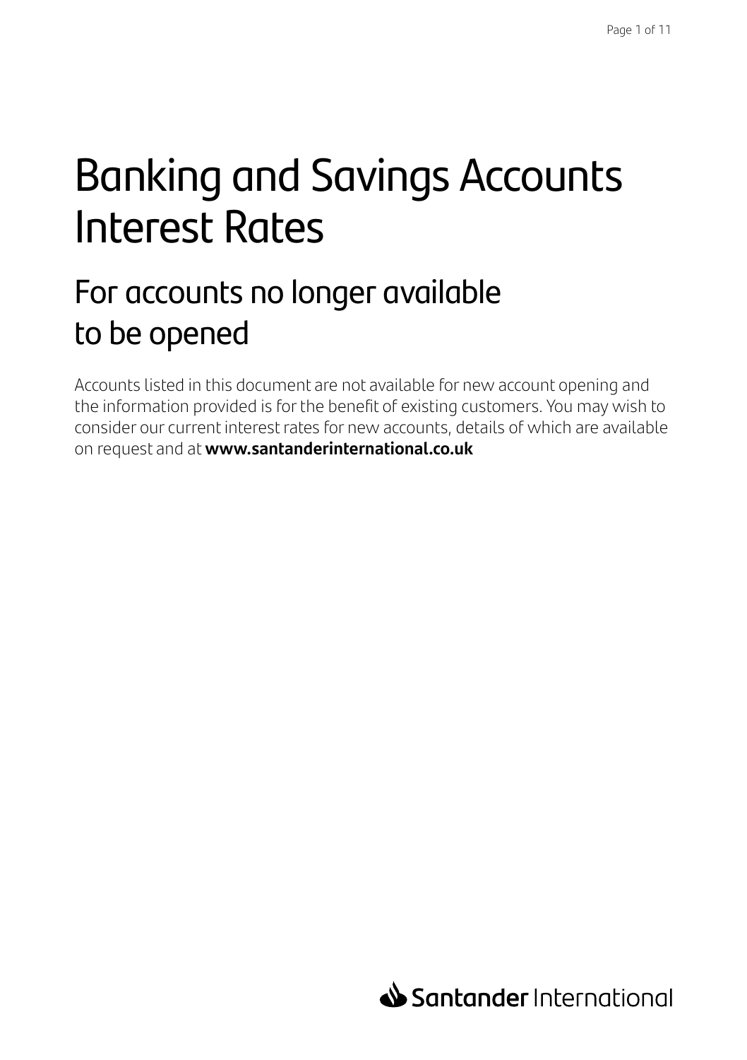# Banking and Savings Accounts Interest Rates

## For accounts no longer available to be opened

Accounts listed in this document are not available for new account opening and the information provided is for the benefit of existing customers. You may wish to consider our current interest rates for new accounts, details of which are available on request and at **www.santanderinternational.co.uk**

Santander International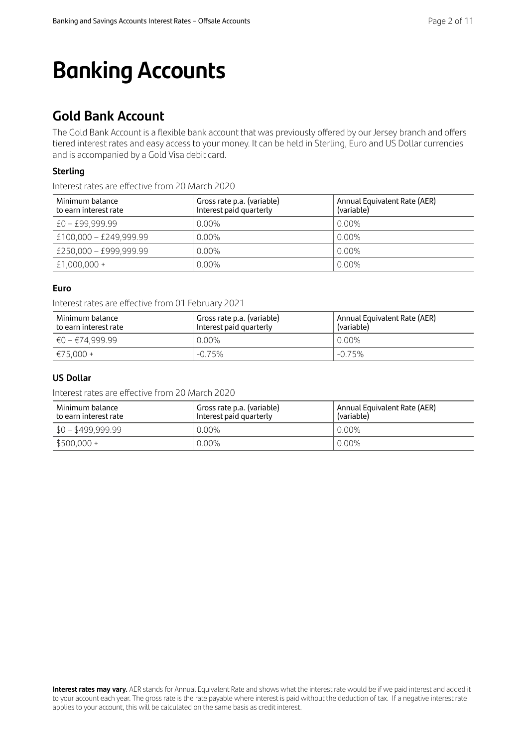# Banking Accounts

## Gold Bank Account

The Gold Bank Account is a flexible bank account that was previously offered by our Jersey branch and offers tiered interest rates and easy access to your money. It can be held in Sterling, Euro and US Dollar currencies and is accompanied by a Gold Visa debit card.

### Sterling

Interest rates are effective from 20 March 2020

| Minimum balance to earn interest rate | Gross rate p.a. (variable) Interest paid quarterly | Annual Equivalent Rate (AER) (variable) |
|---|---|---|
| £0 – £99,999.99 | 0.00% | 0.00% |
| £100,000 – £249,999.99 | 0.00% | 0.00% |
| £250,000 – £999,999.99 | 0.00% | 0.00% |
| £1,000,000 + | 0.00% | 0.00% |

### Euro

Interest rates are effective from 01 February 2021

| Minimum balance to earn interest rate | Gross rate p.a. (variable) Interest paid quarterly | Annual Equivalent Rate (AER) (variable) |
|---|---|---|
| €0 – €74,999.99 | 0.00% | 0.00% |
| €75,000 + | -0.75% | -0.75% |

### US Dollar

Interest rates are effective from 20 March 2020

| Minimum balance to earn interest rate | Gross rate p.a. (variable) Interest paid quarterly | Annual Equivalent Rate (AER) (variable) |
|---|---|---|
| $0 – $499,999.99 | 0.00% | 0.00% |
| $500,000 + | 0.00% | 0.00% |

**Interest rates may vary.** AER stands for Annual Equivalent Rate and shows what the interest rate would be if we paid interest and added it to your account each year. The gross rate is the rate payable where interest is paid without the deduction of tax. If a negative interest rate applies to your account, this will be calculated on the same basis as credit interest.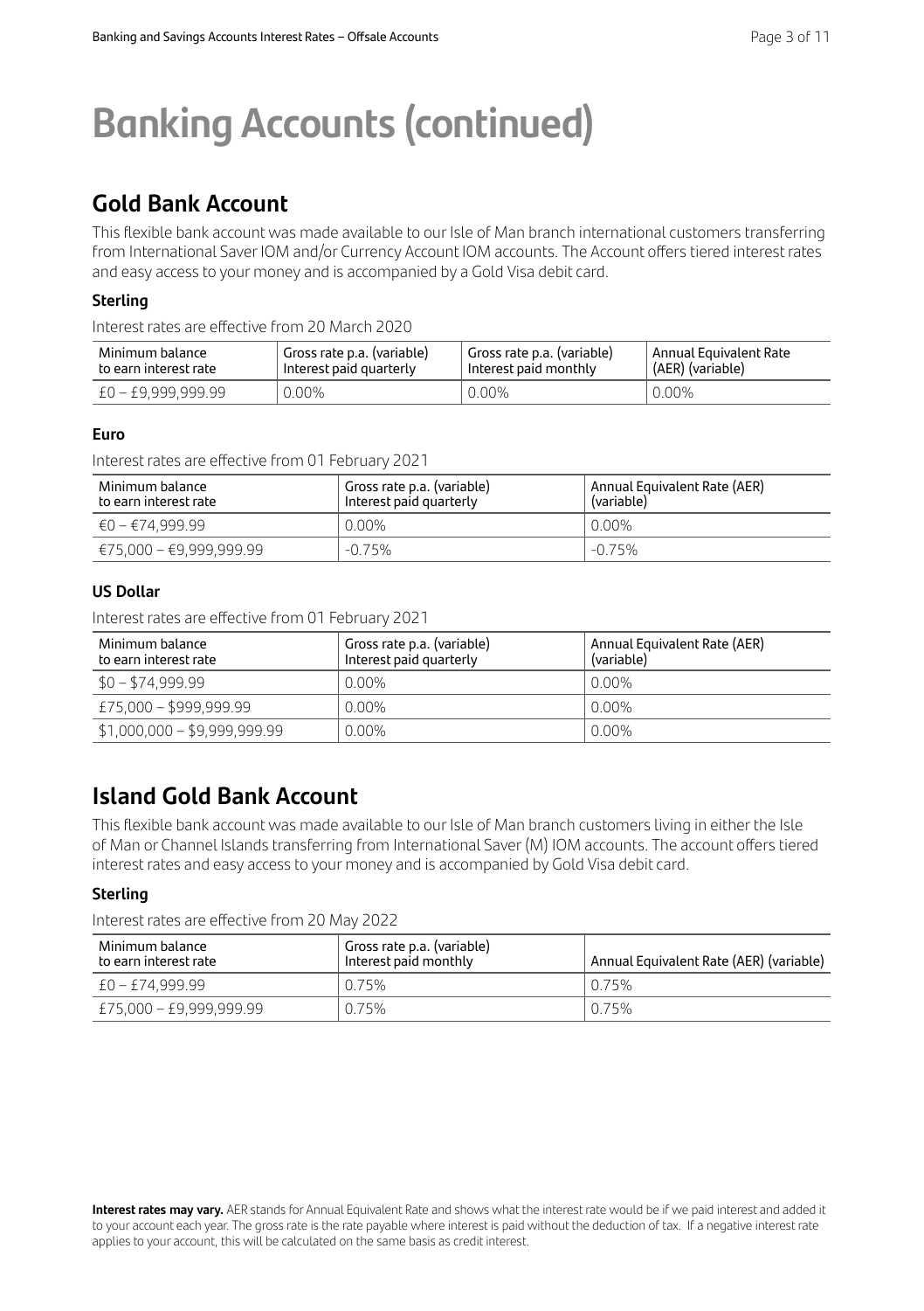# Banking Accounts (continued)

## Gold Bank Account

This flexible bank account was made available to our Isle of Man branch international customers transferring from International Saver IOM and/or Currency Account IOM accounts. The Account offers tiered interest rates and easy access to your money and is accompanied by a Gold Visa debit card.

### Sterling

Interest rates are effective from 20 March 2020

| Minimum balance to earn interest rate | Gross rate p.a. (variable) Interest paid quarterly | Gross rate p.a. (variable) Interest paid monthly | Annual Equivalent Rate (AER) (variable) |
|---|---|---|---|
| £0 – £9,999,999.99 | 0.00% | 0.00% | 0.00% |

### Euro

Interest rates are effective from 01 February 2021

| Minimum balance to earn interest rate | Gross rate p.a. (variable) Interest paid quarterly | Annual Equivalent Rate (AER) (variable) |
|---|---|---|
| €0 – €74,999.99 | 0.00% | 0.00% |
| €75,000 – €9,999,999.99 | -0.75% | -0.75% |

### US Dollar

Interest rates are effective from 01 February 2021

| Minimum balance to earn interest rate | Gross rate p.a. (variable) Interest paid quarterly | Annual Equivalent Rate (AER) (variable) |
|---|---|---|
| $0 – $74,999.99 | 0.00% | 0.00% |
| £75,000 – $999,999.99 | 0.00% | 0.00% |
| $1,000,000 – $9,999,999.99 | 0.00% | 0.00% |

## Island Gold Bank Account

This flexible bank account was made available to our Isle of Man branch customers living in either the Isle of Man or Channel Islands transferring from International Saver (M) IOM accounts. The account offers tiered interest rates and easy access to your money and is accompanied by Gold Visa debit card.

### Sterling

Interest rates are effective from 20 May 2022

| Minimum balance to earn interest rate | Gross rate p.a. (variable) Interest paid monthly | Annual Equivalent Rate (AER) (variable) |
|---|---|---|
| £0 – £74,999.99 | 0.75% | 0.75% |
| £75,000 – £9,999,999.99 | 0.75% | 0.75% |

**Interest rates may vary.** AER stands for Annual Equivalent Rate and shows what the interest rate would be if we paid interest and added it to your account each year. The gross rate is the rate payable where interest is paid without the deduction of tax. If a negative interest rate applies to your account, this will be calculated on the same basis as credit interest.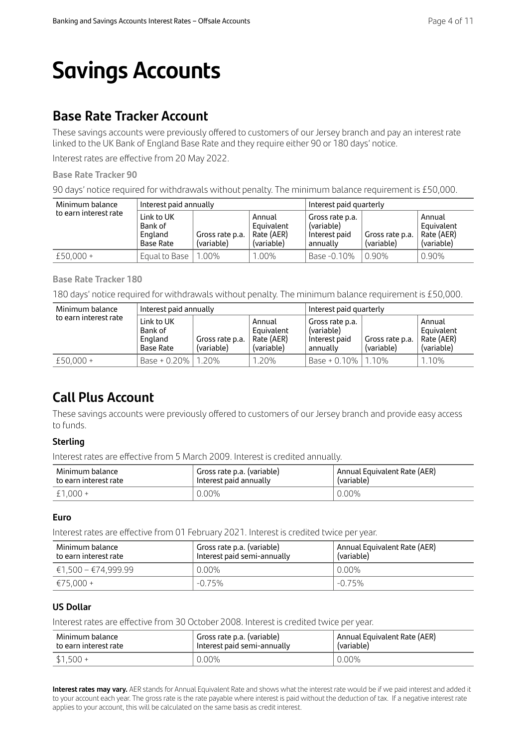# Savings Accounts

## Base Rate Tracker Account

These savings accounts were previously offered to customers of our Jersey branch and pay an interest rate linked to the UK Bank of England Base Rate and they require either 90 or 180 days' notice.

Interest rates are effective from 20 May 2022.

**Base Rate Tracker 90**

90 days' notice required for withdrawals without penalty. The minimum balance requirement is £50,000.

| Minimum balance to earn interest rate | Interest paid annually | | | Interest paid quarterly | | |
|---|---|---|---|---|---|---|
| | Link to UK Bank of England Base Rate | Gross rate p.a. (variable) | Annual Equivalent Rate (AER) (variable) | Gross rate p.a. (variable) Interest paid annually | Gross rate p.a. (variable) | Annual Equivalent Rate (AER) (variable) |
| £50,000 + | Equal to Base | 1.00% | 1.00% | Base -0.10% | 0.90% | 0.90% |

**Base Rate Tracker 180**

180 days' notice required for withdrawals without penalty. The minimum balance requirement is £50,000.

| Minimum balance to earn interest rate | Interest paid annually | | | Interest paid quarterly | | |
|---|---|---|---|---|---|---|
| | Link to UK Bank of England Base Rate | Gross rate p.a. (variable) | Annual Equivalent Rate (AER) (variable) | Gross rate p.a. (variable) Interest paid annually | Gross rate p.a. (variable) | Annual Equivalent Rate (AER) (variable) |
| £50,000 + | Base + 0.20% | 1.20% | 1.20% | Base + 0.10% | 1.10% | 1.10% |

## Call Plus Account

These savings accounts were previously offered to customers of our Jersey branch and provide easy access to funds.

### Sterling

Interest rates are effective from 5 March 2009. Interest is credited annually.

| Minimum balance to earn interest rate | Gross rate p.a. (variable) Interest paid annually | Annual Equivalent Rate (AER) (variable) |
|---|---|---|
| £1,000 + | 0.00% | 0.00% |

### Euro

Interest rates are effective from 01 February 2021. Interest is credited twice per year.

| Minimum balance to earn interest rate | Gross rate p.a. (variable) Interest paid semi-annually | Annual Equivalent Rate (AER) (variable) |
|---|---|---|
| €1,500 – €74,999.99 | 0.00% | 0.00% |
| €75,000 + | -0.75% | -0.75% |

### US Dollar

Interest rates are effective from 30 October 2008. Interest is credited twice per year.

| Minimum balance to earn interest rate | Gross rate p.a. (variable) Interest paid semi-annually | Annual Equivalent Rate (AER) (variable) |
|---|---|---|
| $1,500 + | 0.00% | 0.00% |

**Interest rates may vary.** AER stands for Annual Equivalent Rate and shows what the interest rate would be if we paid interest and added it to your account each year. The gross rate is the rate payable where interest is paid without the deduction of tax. If a negative interest rate applies to your account, this will be calculated on the same basis as credit interest.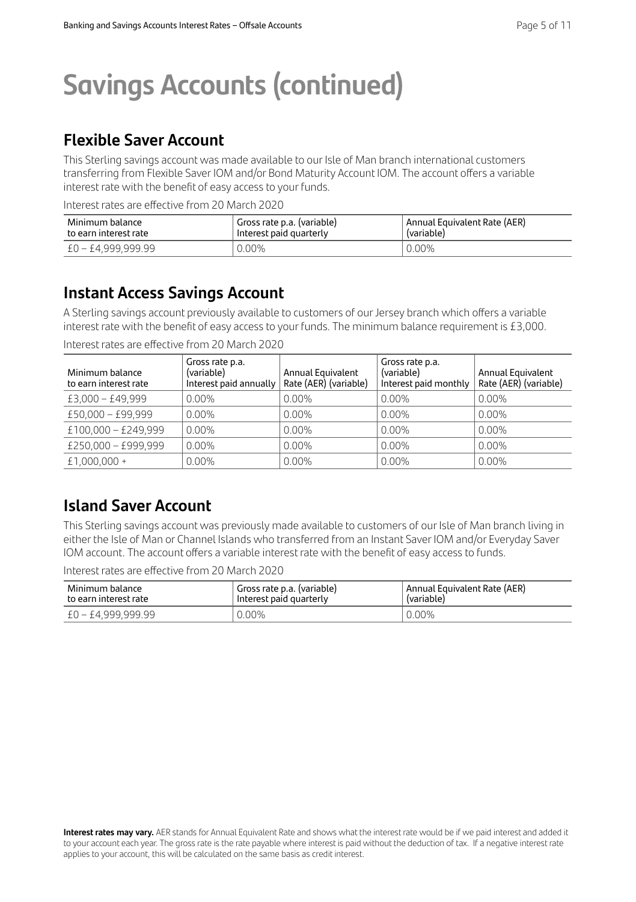# Savings Accounts (continued)

## Flexible Saver Account

This Sterling savings account was made available to our Isle of Man branch international customers transferring from Flexible Saver IOM and/or Bond Maturity Account IOM. The account offers a variable interest rate with the benefit of easy access to your funds.

Interest rates are effective from 20 March 2020

| Minimum balance to earn interest rate | Gross rate p.a. (variable) Interest paid quarterly | Annual Equivalent Rate (AER) (variable) |
|---|---|---|
| £0 – £4,999,999.99 | 0.00% | 0.00% |

## Instant Access Savings Account

A Sterling savings account previously available to customers of our Jersey branch which offers a variable interest rate with the benefit of easy access to your funds. The minimum balance requirement is £3,000.

Interest rates are effective from 20 March 2020

| Minimum balance to earn interest rate | Gross rate p.a. (variable) Interest paid annually | Annual Equivalent Rate (AER) (variable) | Gross rate p.a. (variable) Interest paid monthly | Annual Equivalent Rate (AER) (variable) |
|---|---|---|---|---|
| £3,000 – £49,999 | 0.00% | 0.00% | 0.00% | 0.00% |
| £50,000 – £99,999 | 0.00% | 0.00% | 0.00% | 0.00% |
| £100,000 – £249,999 | 0.00% | 0.00% | 0.00% | 0.00% |
| £250,000 – £999,999 | 0.00% | 0.00% | 0.00% | 0.00% |
| £1,000,000 + | 0.00% | 0.00% | 0.00% | 0.00% |

## Island Saver Account

This Sterling savings account was previously made available to customers of our Isle of Man branch living in either the Isle of Man or Channel Islands who transferred from an Instant Saver IOM and/or Everyday Saver IOM account. The account offers a variable interest rate with the benefit of easy access to funds.

Interest rates are effective from 20 March 2020

| Minimum balance to earn interest rate | Gross rate p.a. (variable) Interest paid quarterly | Annual Equivalent Rate (AER) (variable) |
|---|---|---|
| £0 – £4,999,999.99 | 0.00% | 0.00% |

**Interest rates may vary.** AER stands for Annual Equivalent Rate and shows what the interest rate would be if we paid interest and added it to your account each year. The gross rate is the rate payable where interest is paid without the deduction of tax. If a negative interest rate applies to your account, this will be calculated on the same basis as credit interest.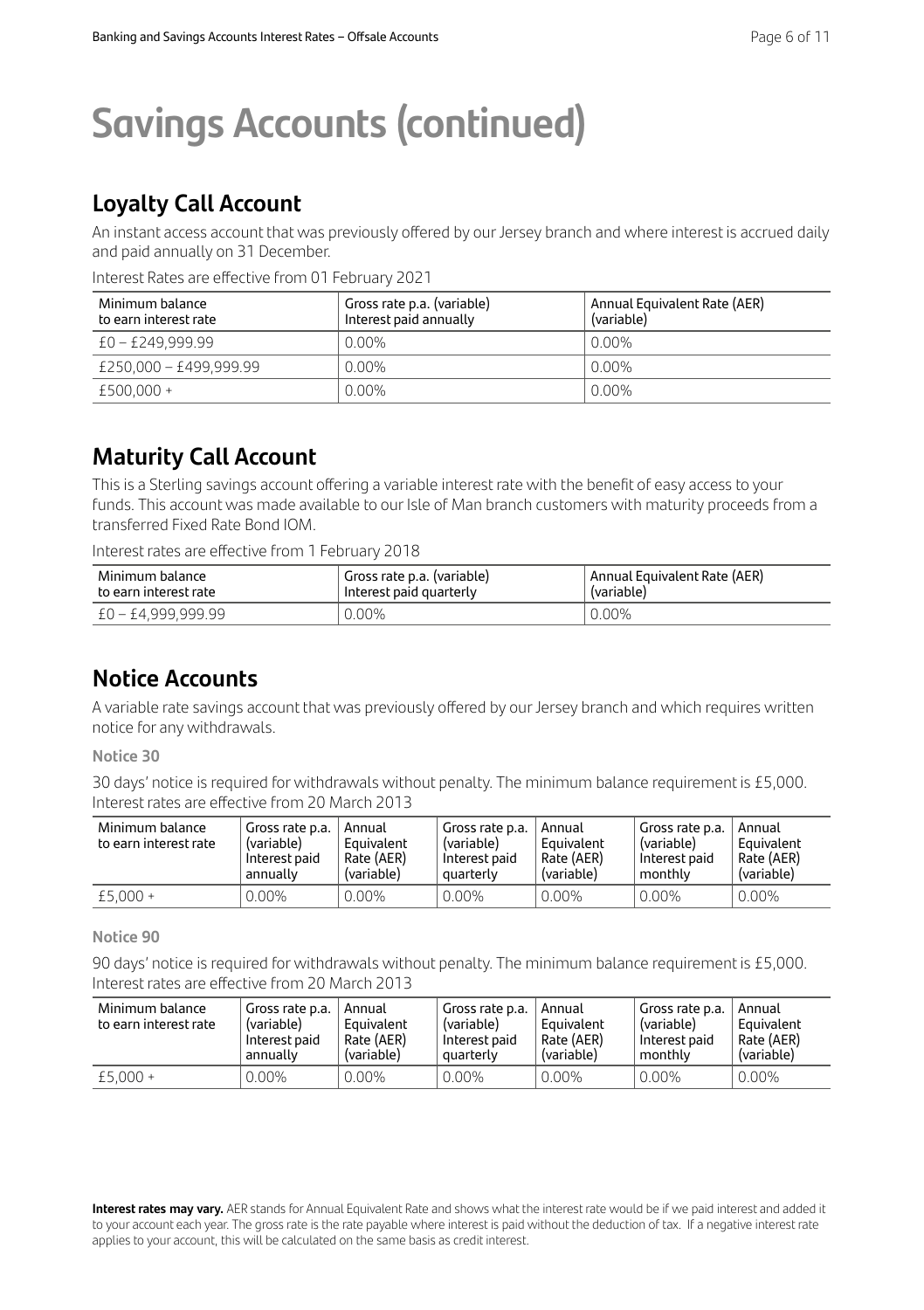# Savings Accounts (continued)

## Loyalty Call Account

An instant access account that was previously offered by our Jersey branch and where interest is accrued daily and paid annually on 31 December.

Interest Rates are effective from 01 February 2021

| Minimum balance to earn interest rate | Gross rate p.a. (variable) Interest paid annually | Annual Equivalent Rate (AER) (variable) |
|---|---|---|
| £0 – £249,999.99 | 0.00% | 0.00% |
| £250,000 – £499,999.99 | 0.00% | 0.00% |
| £500,000 + | 0.00% | 0.00% |

## Maturity Call Account

This is a Sterling savings account offering a variable interest rate with the benefit of easy access to your funds. This account was made available to our Isle of Man branch customers with maturity proceeds from a transferred Fixed Rate Bond IOM.

Interest rates are effective from 1 February 2018

| Minimum balance to earn interest rate | Gross rate p.a. (variable) Interest paid quarterly | Annual Equivalent Rate (AER) (variable) |
|---|---|---|
| £0 – £4,999,999.99 | 0.00% | 0.00% |

## Notice Accounts

A variable rate savings account that was previously offered by our Jersey branch and which requires written notice for any withdrawals.

**Notice 30**

30 days' notice is required for withdrawals without penalty. The minimum balance requirement is £5,000. Interest rates are effective from 20 March 2013

| Minimum balance to earn interest rate | Gross rate p.a. (variable) Interest paid annually | Annual Equivalent Rate (AER) (variable) | Gross rate p.a. (variable) Interest paid quarterly | Annual Equivalent Rate (AER) (variable) | Gross rate p.a. (variable) Interest paid monthly | Annual Equivalent Rate (AER) (variable) |
|---|---|---|---|---|---|---|
| £5,000 + | 0.00% | 0.00% | 0.00% | 0.00% | 0.00% | 0.00% |

**Notice 90**

90 days' notice is required for withdrawals without penalty. The minimum balance requirement is £5,000. Interest rates are effective from 20 March 2013

| Minimum balance to earn interest rate | Gross rate p.a. (variable) Interest paid annually | Annual Equivalent Rate (AER) (variable) | Gross rate p.a. (variable) Interest paid quarterly | Annual Equivalent Rate (AER) (variable) | Gross rate p.a. (variable) Interest paid monthly | Annual Equivalent Rate (AER) (variable) |
|---|---|---|---|---|---|---|
| £5,000 + | 0.00% | 0.00% | 0.00% | 0.00% | 0.00% | 0.00% |

**Interest rates may vary.** AER stands for Annual Equivalent Rate and shows what the interest rate would be if we paid interest and added it to your account each year. The gross rate is the rate payable where interest is paid without the deduction of tax. If a negative interest rate applies to your account, this will be calculated on the same basis as credit interest.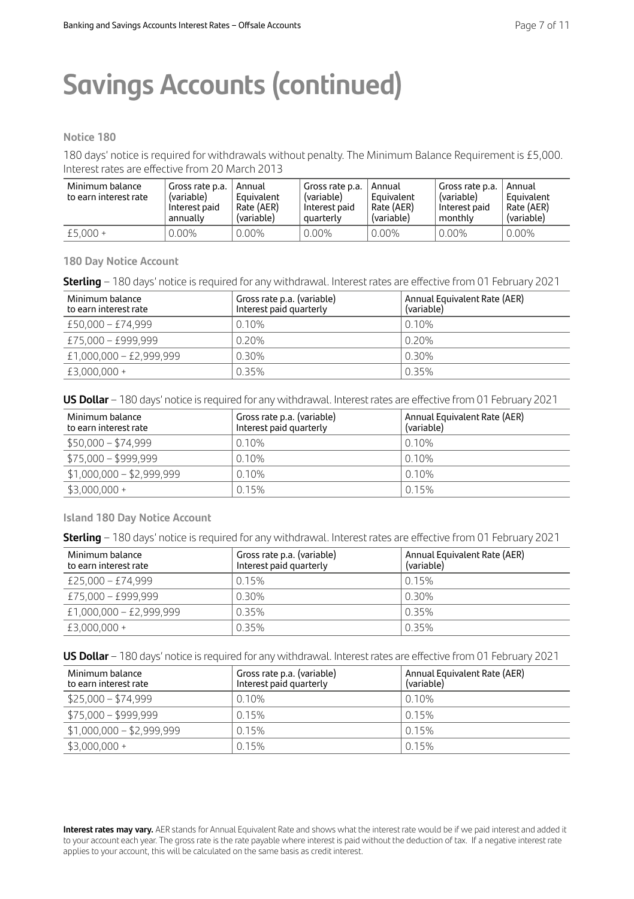# Savings Accounts (continued)

### Notice 180

180 days' notice is required for withdrawals without penalty. The Minimum Balance Requirement is £5,000. Interest rates are effective from 20 March 2013

| Minimum balance to earn interest rate | Gross rate p.a. (variable) Interest paid annually | Annual Equivalent Rate (AER) (variable) | Gross rate p.a. (variable) Interest paid quarterly | Annual Equivalent Rate (AER) (variable) | Gross rate p.a. (variable) Interest paid monthly | Annual Equivalent Rate (AER) (variable) |
|---|---|---|---|---|---|---|
| £5,000 + | 0.00% | 0.00% | 0.00% | 0.00% | 0.00% | 0.00% |

### 180 Day Notice Account

**Sterling** – 180 days' notice is required for any withdrawal. Interest rates are effective from 01 February 2021

| Minimum balance to earn interest rate | Gross rate p.a. (variable) Interest paid quarterly | Annual Equivalent Rate (AER) (variable) |
|---|---|---|
| £50,000 – £74,999 | 0.10% | 0.10% |
| £75,000 – £999,999 | 0.20% | 0.20% |
| £1,000,000 – £2,999,999 | 0.30% | 0.30% |
| £3,000,000 + | 0.35% | 0.35% |

**US Dollar** – 180 days' notice is required for any withdrawal. Interest rates are effective from 01 February 2021

| Minimum balance to earn interest rate | Gross rate p.a. (variable) Interest paid quarterly | Annual Equivalent Rate (AER) (variable) |
|---|---|---|
| $50,000 – $74,999 | 0.10% | 0.10% |
| $75,000 – $999,999 | 0.10% | 0.10% |
| $1,000,000 – $2,999,999 | 0.10% | 0.10% |
| $3,000,000 + | 0.15% | 0.15% |

### Island 180 Day Notice Account

**Sterling** – 180 days' notice is required for any withdrawal. Interest rates are effective from 01 February 2021

| Minimum balance to earn interest rate | Gross rate p.a. (variable) Interest paid quarterly | Annual Equivalent Rate (AER) (variable) |
|---|---|---|
| £25,000 – £74,999 | 0.15% | 0.15% |
| £75,000 – £999,999 | 0.30% | 0.30% |
| £1,000,000 – £2,999,999 | 0.35% | 0.35% |
| £3,000,000 + | 0.35% | 0.35% |

**US Dollar** – 180 days' notice is required for any withdrawal. Interest rates are effective from 01 February 2021

| Minimum balance to earn interest rate | Gross rate p.a. (variable) Interest paid quarterly | Annual Equivalent Rate (AER) (variable) |
|---|---|---|
| $25,000 – $74,999 | 0.10% | 0.10% |
| $75,000 – $999,999 | 0.15% | 0.15% |
| $1,000,000 – $2,999,999 | 0.15% | 0.15% |
| $3,000,000 + | 0.15% | 0.15% |

**Interest rates may vary.** AER stands for Annual Equivalent Rate and shows what the interest rate would be if we paid interest and added it to your account each year. The gross rate is the rate payable where interest is paid without the deduction of tax. If a negative interest rate applies to your account, this will be calculated on the same basis as credit interest.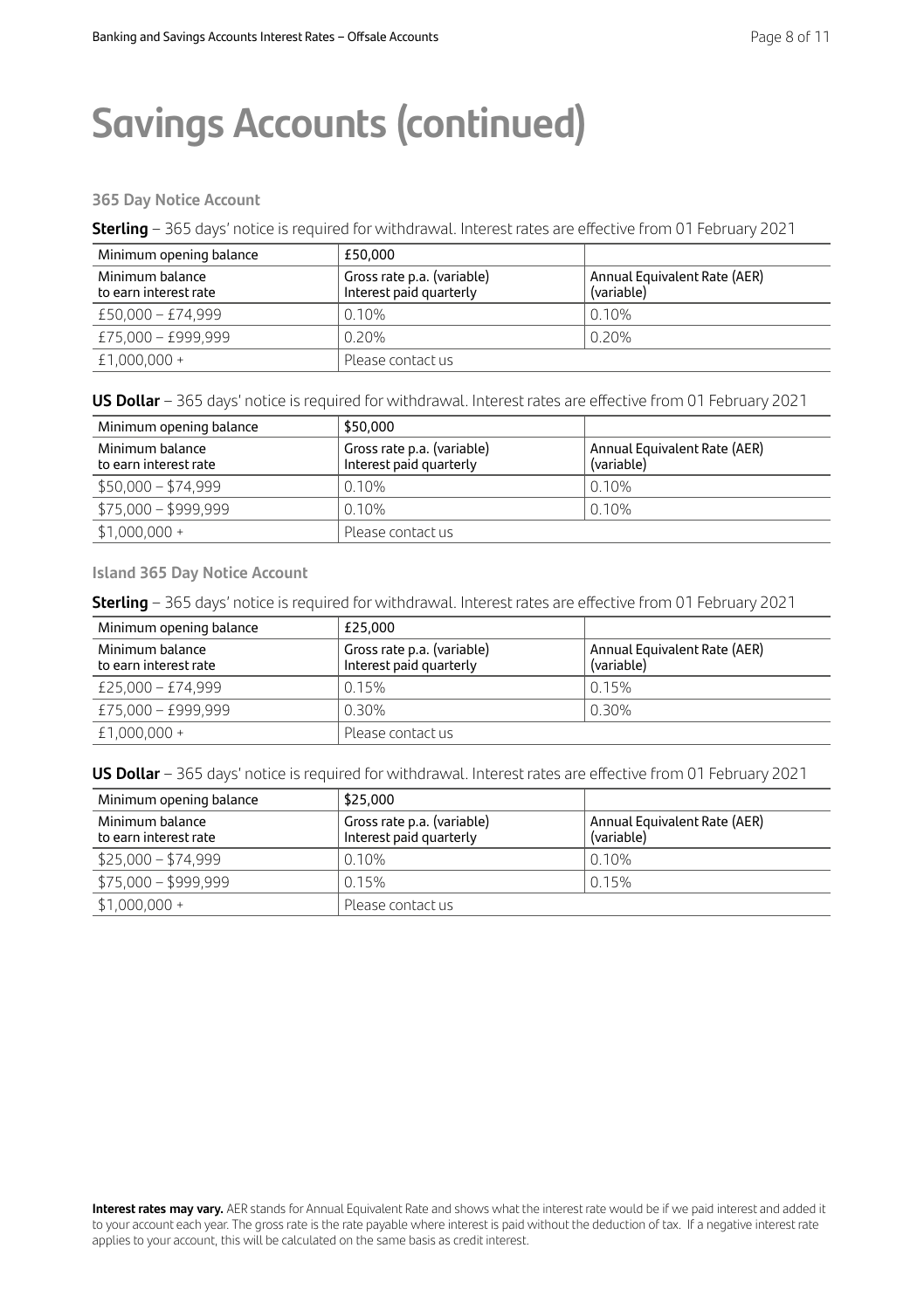# Savings Accounts (continued)

### 365 Day Notice Account

**Sterling** – 365 days' notice is required for withdrawal. Interest rates are effective from 01 February 2021

| Minimum opening balance | £50,000 | |
|---|---|---|
| Minimum balance to earn interest rate | Gross rate p.a. (variable) Interest paid quarterly | Annual Equivalent Rate (AER) (variable) |
| £50,000 – £74,999 | 0.10% | 0.10% |
| £75,000 – £999,999 | 0.20% | 0.20% |
| £1,000,000 + | Please contact us | |

**US Dollar** – 365 days' notice is required for withdrawal. Interest rates are effective from 01 February 2021

| Minimum opening balance | $50,000 | |
|---|---|---|
| Minimum balance to earn interest rate | Gross rate p.a. (variable) Interest paid quarterly | Annual Equivalent Rate (AER) (variable) |
| $50,000 – $74,999 | 0.10% | 0.10% |
| $75,000 – $999,999 | 0.10% | 0.10% |
| $1,000,000 + | Please contact us | |

### Island 365 Day Notice Account

**Sterling** – 365 days' notice is required for withdrawal. Interest rates are effective from 01 February 2021

| Minimum opening balance | £25,000 | |
|---|---|---|
| Minimum balance to earn interest rate | Gross rate p.a. (variable) Interest paid quarterly | Annual Equivalent Rate (AER) (variable) |
| £25,000 – £74,999 | 0.15% | 0.15% |
| £75,000 – £999,999 | 0.30% | 0.30% |
| £1,000,000 + | Please contact us | |

**US Dollar** – 365 days' notice is required for withdrawal. Interest rates are effective from 01 February 2021

| Minimum opening balance | $25,000 | |
|---|---|---|
| Minimum balance to earn interest rate | Gross rate p.a. (variable) Interest paid quarterly | Annual Equivalent Rate (AER) (variable) |
| $25,000 – $74,999 | 0.10% | 0.10% |
| $75,000 – $999,999 | 0.15% | 0.15% |
| $1,000,000 + | Please contact us | |

**Interest rates may vary.** AER stands for Annual Equivalent Rate and shows what the interest rate would be if we paid interest and added it to your account each year. The gross rate is the rate payable where interest is paid without the deduction of tax. If a negative interest rate applies to your account, this will be calculated on the same basis as credit interest.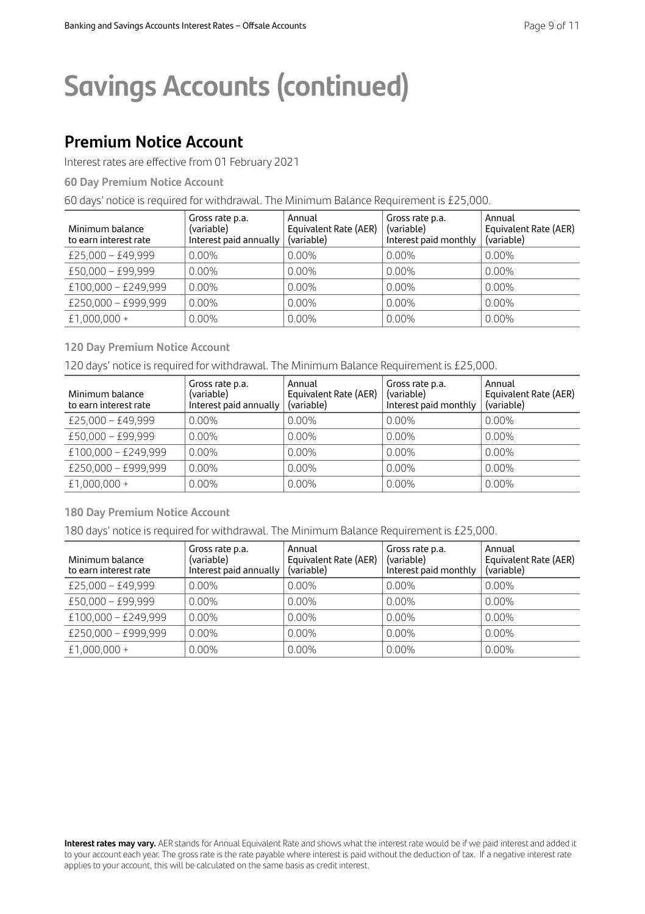# Savings Accounts (continued)

## Premium Notice Account

Interest rates are effective from 01 February 2021

### 60 Day Premium Notice Account

60 days' notice is required for withdrawal. The Minimum Balance Requirement is £25,000.

| Minimum balance to earn interest rate | Gross rate p.a. (variable) Interest paid annually | Annual Equivalent Rate (AER) (variable) | Gross rate p.a. (variable) Interest paid monthly | Annual Equivalent Rate (AER) (variable) |
|---|---|---|---|---|
| £25,000 – £49,999 | 0.00% | 0.00% | 0.00% | 0.00% |
| £50,000 – £99,999 | 0.00% | 0.00% | 0.00% | 0.00% |
| £100,000 – £249,999 | 0.00% | 0.00% | 0.00% | 0.00% |
| £250,000 – £999,999 | 0.00% | 0.00% | 0.00% | 0.00% |
| £1,000,000 + | 0.00% | 0.00% | 0.00% | 0.00% |

### 120 Day Premium Notice Account

120 days' notice is required for withdrawal. The Minimum Balance Requirement is £25,000.

| Minimum balance to earn interest rate | Gross rate p.a. (variable) Interest paid annually | Annual Equivalent Rate (AER) (variable) | Gross rate p.a. (variable) Interest paid monthly | Annual Equivalent Rate (AER) (variable) |
|---|---|---|---|---|
| £25,000 – £49,999 | 0.00% | 0.00% | 0.00% | 0.00% |
| £50,000 – £99,999 | 0.00% | 0.00% | 0.00% | 0.00% |
| £100,000 – £249,999 | 0.00% | 0.00% | 0.00% | 0.00% |
| £250,000 – £999,999 | 0.00% | 0.00% | 0.00% | 0.00% |
| £1,000,000 + | 0.00% | 0.00% | 0.00% | 0.00% |

### 180 Day Premium Notice Account

180 days' notice is required for withdrawal. The Minimum Balance Requirement is £25,000.

| Minimum balance to earn interest rate | Gross rate p.a. (variable) Interest paid annually | Annual Equivalent Rate (AER) (variable) | Gross rate p.a. (variable) Interest paid monthly | Annual Equivalent Rate (AER) (variable) |
|---|---|---|---|---|
| £25,000 – £49,999 | 0.00% | 0.00% | 0.00% | 0.00% |
| £50,000 – £99,999 | 0.00% | 0.00% | 0.00% | 0.00% |
| £100,000 – £249,999 | 0.00% | 0.00% | 0.00% | 0.00% |
| £250,000 – £999,999 | 0.00% | 0.00% | 0.00% | 0.00% |
| £1,000,000 + | 0.00% | 0.00% | 0.00% | 0.00% |

**Interest rates may vary.** AER stands for Annual Equivalent Rate and shows what the interest rate would be if we paid interest and added it to your account each year. The gross rate is the rate payable where interest is paid without the deduction of tax. If a negative interest rate applies to your account, this will be calculated on the same basis as credit interest.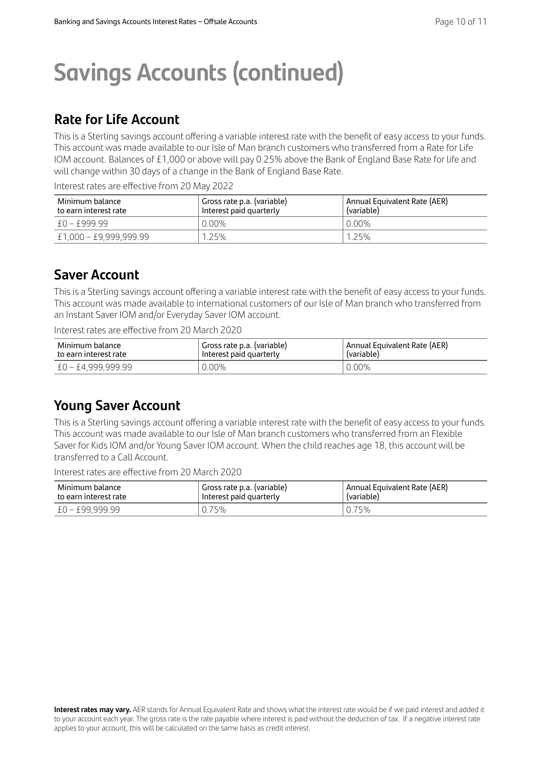# Savings Accounts (continued)

## Rate for Life Account

This is a Sterling savings account offering a variable interest rate with the benefit of easy access to your funds. This account was made available to our Isle of Man branch customers who transferred from a Rate for Life IOM account. Balances of £1,000 or above will pay 0.25% above the Bank of England Base Rate for life and will change within 30 days of a change in the Bank of England Base Rate.

Interest rates are effective from 20 May 2022

| Minimum balance to earn interest rate | Gross rate p.a. (variable) Interest paid quarterly | Annual Equivalent Rate (AER) (variable) |
|---|---|---|
| £0 – £999.99 | 0.00% | 0.00% |
| £1,000 – £9,999,999.99 | 1.25% | 1.25% |

## Saver Account

This is a Sterling savings account offering a variable interest rate with the benefit of easy access to your funds. This account was made available to international customers of our Isle of Man branch who transferred from an Instant Saver IOM and/or Everyday Saver IOM account.

Interest rates are effective from 20 March 2020

| Minimum balance to earn interest rate | Gross rate p.a. (variable) Interest paid quarterly | Annual Equivalent Rate (AER) (variable) |
|---|---|---|
| £0 – £4,999,999.99 | 0.00% | 0.00% |

## Young Saver Account

This is a Sterling savings account offering a variable interest rate with the benefit of easy access to your funds. This account was made available to our Isle of Man branch customers who transferred from an Flexible Saver for Kids IOM and/or Young Saver IOM account. When the child reaches age 18, this account will be transferred to a Call Account.

Interest rates are effective from 20 March 2020

| Minimum balance to earn interest rate | Gross rate p.a. (variable) Interest paid quarterly | Annual Equivalent Rate (AER) (variable) |
|---|---|---|
| £0 – £99,999.99 | 0.75% | 0.75% |

**Interest rates may vary.** AER stands for Annual Equivalent Rate and shows what the interest rate would be if we paid interest and added it to your account each year. The gross rate is the rate payable where interest is paid without the deduction of tax. If a negative interest rate applies to your account, this will be calculated on the same basis as credit interest.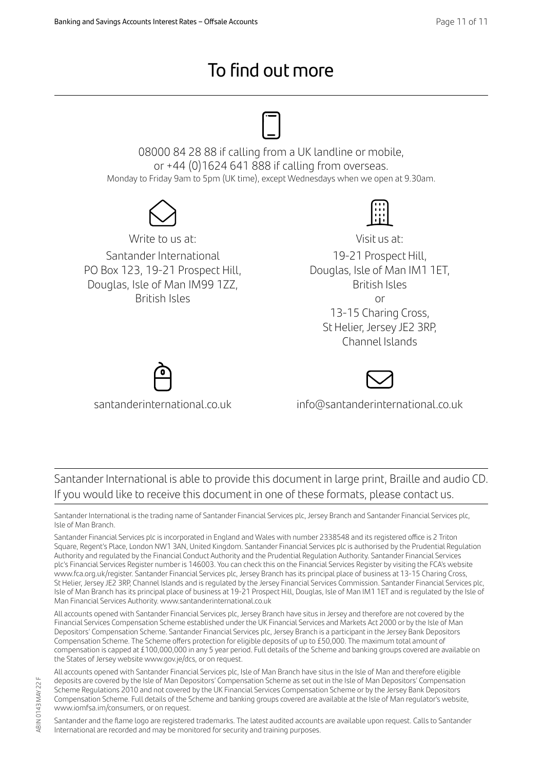# To find out more

08000 84 28 88 if calling from a UK landline or mobile,
or +44 (0)1624 641 888 if calling from overseas.
Monday to Friday 9am to 5pm (UK time), except Wednesdays when we open at 9.30am.

Write to us at:
Santander International
PO Box 123, 19-21 Prospect Hill,
Douglas, Isle of Man IM99 1ZZ,
British Isles

Visit us at:
19-21 Prospect Hill,
Douglas, Isle of Man IM1 1ET,
British Isles
or
13-15 Charing Cross,
St Helier, Jersey JE2 3RP,
Channel Islands

santanderinternational.co.uk

info@santanderinternational.co.uk

Santander International is able to provide this document in large print, Braille and audio CD. If you would like to receive this document in one of these formats, please contact us.

Santander International is the trading name of Santander Financial Services plc, Jersey Branch and Santander Financial Services plc, Isle of Man Branch.

Santander Financial Services plc is incorporated in England and Wales with number 2338548 and its registered office is 2 Triton Square, Regent's Place, London NW1 3AN, United Kingdom. Santander Financial Services plc is authorised by the Prudential Regulation Authority and regulated by the Financial Conduct Authority and the Prudential Regulation Authority. Santander Financial Services plc's Financial Services Register number is 146003. You can check this on the Financial Services Register by visiting the FCA's website www.fca.org.uk/register. Santander Financial Services plc, Jersey Branch has its principal place of business at 13-15 Charing Cross, St Helier, Jersey JE2 3RP, Channel Islands and is regulated by the Jersey Financial Services Commission. Santander Financial Services plc, Isle of Man Branch has its principal place of business at 19-21 Prospect Hill, Douglas, Isle of Man IM1 1ET and is regulated by the Isle of Man Financial Services Authority. www.santanderinternational.co.uk

All accounts opened with Santander Financial Services plc, Jersey Branch have situs in Jersey and therefore are not covered by the Financial Services Compensation Scheme established under the UK Financial Services and Markets Act 2000 or by the Isle of Man Depositors' Compensation Scheme. Santander Financial Services plc, Jersey Branch is a participant in the Jersey Bank Depositors Compensation Scheme. The Scheme offers protection for eligible deposits of up to £50,000. The maximum total amount of compensation is capped at £100,000,000 in any 5 year period. Full details of the Scheme and banking groups covered are available on the States of Jersey website www.gov.je/dcs, or on request.

All accounts opened with Santander Financial Services plc, Isle of Man Branch have situs in the Isle of Man and therefore eligible deposits are covered by the Isle of Man Depositors' Compensation Scheme as set out in the Isle of Man Depositors' Compensation Scheme Regulations 2010 and not covered by the UK Financial Services Compensation Scheme or by the Jersey Bank Depositors Compensation Scheme. Full details of the Scheme and banking groups covered are available at the Isle of Man regulator's website, www.iomfsa.im/consumers, or on request.

Santander and the flame logo are registered trademarks. The latest audited accounts are available upon request. Calls to Santander International are recorded and may be monitored for security and training purposes.

ABIN 0143 MAY 22 F